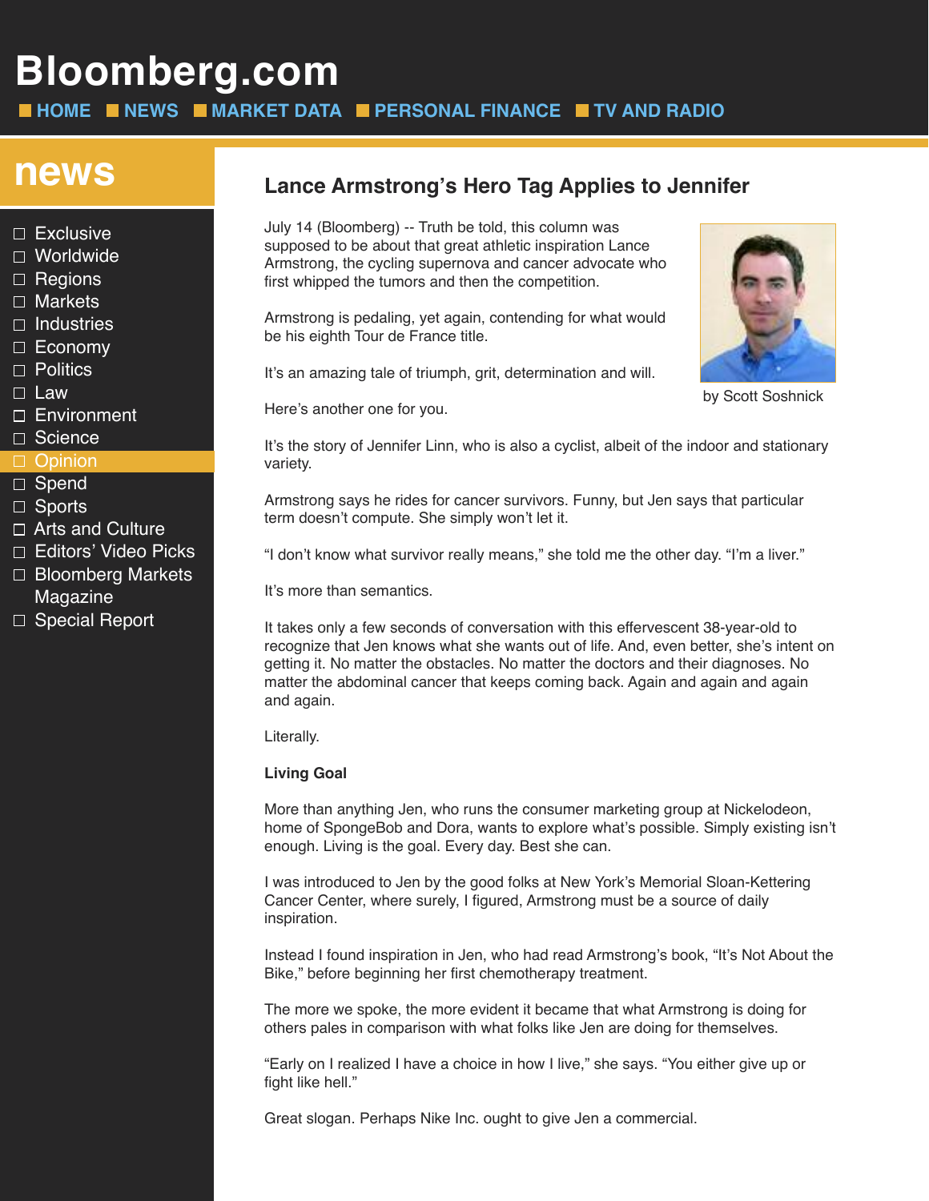# Lance Armstrong's Hero Tag Applies to Jennifer

by Scott Soshnick

July 14 (Bloomberg) -- Truth be told, this column was supposed to be about that great athletic inspiration Lance Armstrong, the cycling supernova and cancer advocate who first whipped the tumors and then the competition.

Armstrong is pedaling, yet again, contending for what would be his eighth Tour de France title.

It's an amazing tale of triumph, grit, determination and will.

Here's another one for you.

It's the story of Jennifer Linn, who is also a cyclist, albeit of the indoor and stationary variety.

Armstrong says he rides for cancer survivors. Funny, but Jen says that particular term doesn't compute. She simply won't let it.

"I don't know what survivor really means," she told me the other day. "I'm a liver."

It's more than semantics.

It takes only a few seconds of conversation with this effervescent 38-year-old to recognize that Jen knows what she wants out of life. And, even better, she's intent on getting it. No matter the obstacles. No matter the doctors and their diagnoses. No matter the abdominal cancer that keeps coming back. Again and again and again and again.

Literally.

**Living Goal**

More than anything Jen, who runs the consumer marketing group at Nickelodeon, home of SpongeBob and Dora, wants to explore what's possible. Simply existing isn't enough. Living is the goal. Every day. Best she can.

I was introduced to Jen by the good folks at New York's Memorial Sloan-Kettering Cancer Center, where surely, I figured, Armstrong must be a source of daily inspiration.

Instead I found inspiration in Jen, who had read Armstrong's book, "It's Not About the Bike," before beginning her first chemotherapy treatment.

The more we spoke, the more evident it became that what Armstrong is doing for others pales in comparison with what folks like Jen are doing for themselves.

"Early on I realized I have a choice in how I live," she says. "You either give up or fight like hell."

Great slogan. Perhaps Nike Inc. ought to give Jen a commercial.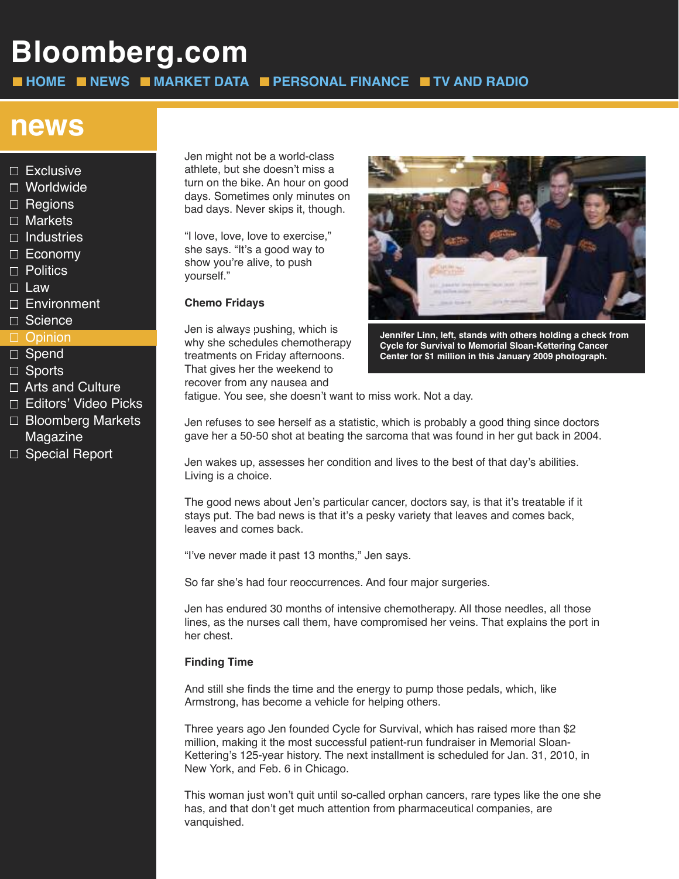Jen might not be a world-class athlete, but she doesn't miss a turn on the bike. An hour on good days. Sometimes only minutes on bad days. Never skips it, though.

"I love, love, love to exercise," she says. "It's a good way to show you're alive, to push yourself."

**Chemo Fridays**

Jen is always pushing, which is why she schedules chemotherapy treatments on Friday afternoons. That gives her the weekend to recover from any nausea and fatigue. You see, she doesn't want to miss work. Not a day.

**Jennifer Linn, left, stands with others holding a check from Cycle for Survival to Memorial Sloan-Kettering Cancer Center for $1 million in this January 2009 photograph.**

Jen refuses to see herself as a statistic, which is probably a good thing since doctors gave her a 50-50 shot at beating the sarcoma that was found in her gut back in 2004.

Jen wakes up, assesses her condition and lives to the best of that day's abilities. Living is a choice.

The good news about Jen's particular cancer, doctors say, is that it's treatable if it stays put. The bad news is that it's a pesky variety that leaves and comes back, leaves and comes back.

"I've never made it past 13 months," Jen says.

So far she's had four reoccurrences. And four major surgeries.

Jen has endured 30 months of intensive chemotherapy. All those needles, all those lines, as the nurses call them, have compromised her veins. That explains the port in her chest.

**Finding Time**

And still she finds the time and the energy to pump those pedals, which, like Armstrong, has become a vehicle for helping others.

Three years ago Jen founded Cycle for Survival, which has raised more than $2 million, making it the most successful patient-run fundraiser in Memorial Sloan-Kettering's 125-year history. The next installment is scheduled for Jan. 31, 2010, in New York, and Feb. 6 in Chicago.

This woman just won't quit until so-called orphan cancers, rare types like the one she has, and that don't get much attention from pharmaceutical companies, are vanquished.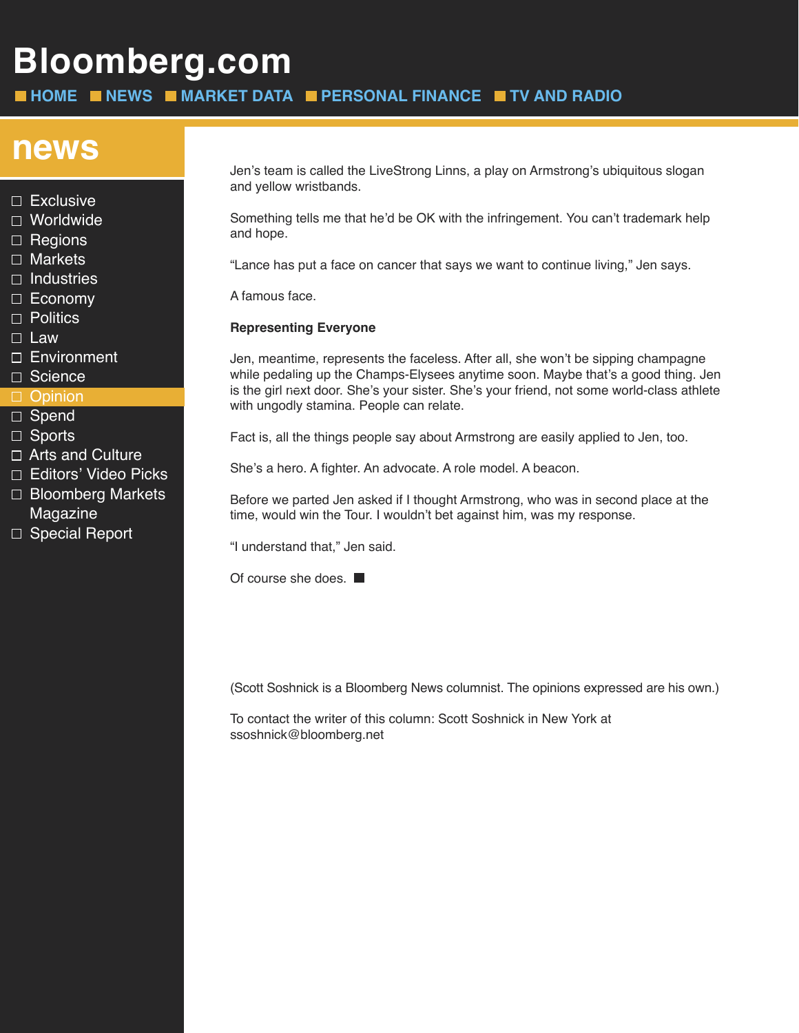Jen's team is called the LiveStrong Linns, a play on Armstrong's ubiquitous slogan and yellow wristbands.

Something tells me that he'd be OK with the infringement. You can't trademark help and hope.

"Lance has put a face on cancer that says we want to continue living," Jen says.

A famous face.

**Representing Everyone**

Jen, meantime, represents the faceless. After all, she won't be sipping champagne while pedaling up the Champs-Elysees anytime soon. Maybe that's a good thing. Jen is the girl next door. She's your sister. She's your friend, not some world-class athlete with ungodly stamina. People can relate.

Fact is, all the things people say about Armstrong are easily applied to Jen, too.

She's a hero. A fighter. An advocate. A role model. A beacon.

Before we parted Jen asked if I thought Armstrong, who was in second place at the time, would win the Tour. I wouldn't bet against him, was my response.

"I understand that," Jen said.

Of course she does. ■

(Scott Soshnick is a Bloomberg News columnist. The opinions expressed are his own.)

To contact the writer of this column: Scott Soshnick in New York at ssoshnick@bloomberg.net